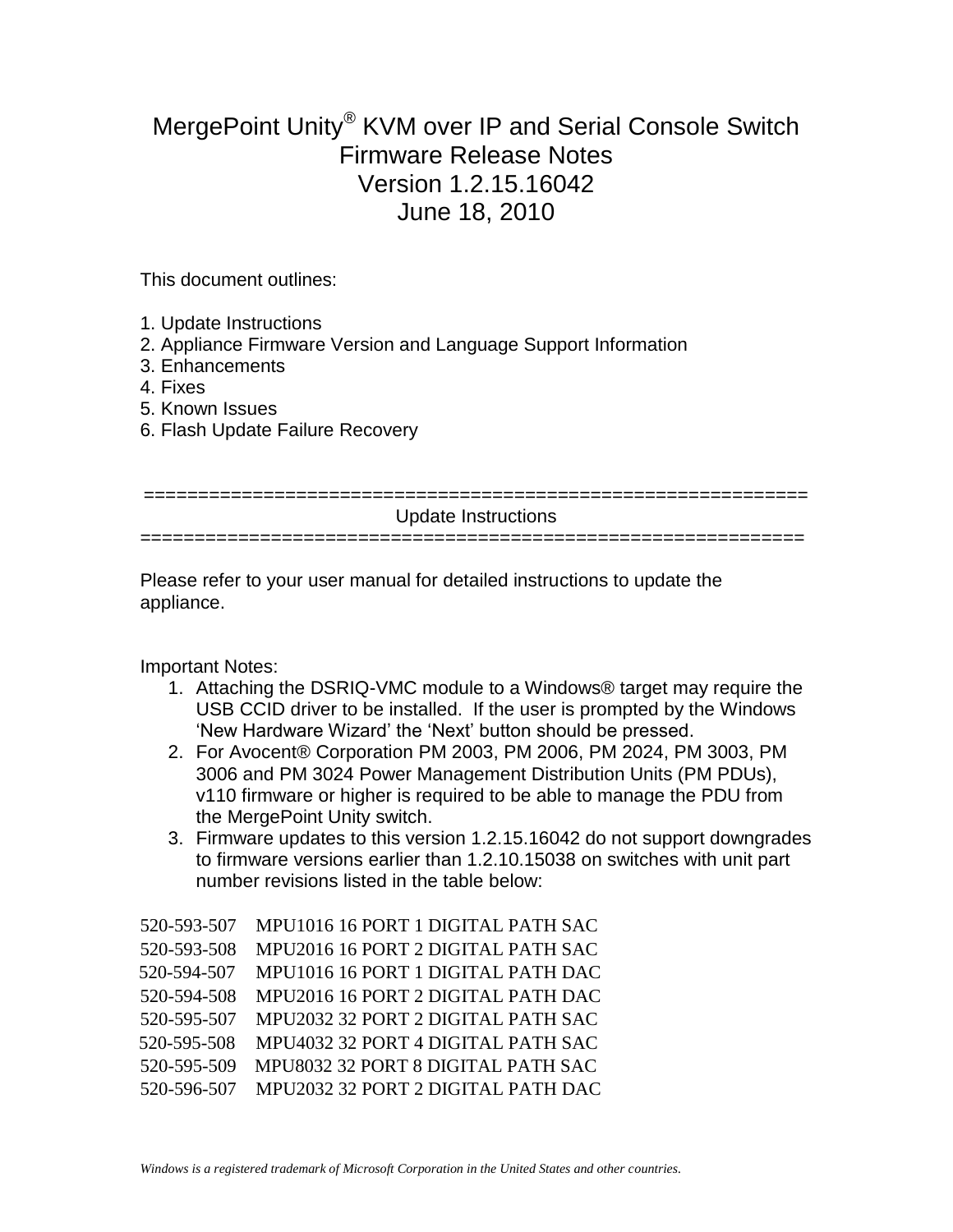# MergePoint Unity® KVM over IP and Serial Console Switch
# Firmware Release Notes
# Version 1.2.15.16042
# June 18, 2010

This document outlines:

1. Update Instructions
2. Appliance Firmware Version and Language Support Information
3. Enhancements
4. Fixes
5. Known Issues
6. Flash Update Failure Recovery

==============================================================
## Update Instructions
==============================================================

Please refer to your user manual for detailed instructions to update the appliance.

Important Notes:

1. Attaching the DSRIQ-VMC module to a Windows® target may require the USB CCID driver to be installed. If the user is prompted by the Windows 'New Hardware Wizard' the 'Next' button should be pressed.
2. For Avocent® Corporation PM 2003, PM 2006, PM 2024, PM 3003, PM 3006 and PM 3024 Power Management Distribution Units (PM PDUs), v110 firmware or higher is required to be able to manage the PDU from the MergePoint Unity switch.
3. Firmware updates to this version 1.2.15.16042 do not support downgrades to firmware versions earlier than 1.2.10.15038 on switches with unit part number revisions listed in the table below:

| | |
|---|---|
| 520-593-507 | MPU1016 16 PORT 1 DIGITAL PATH SAC |
| 520-593-508 | MPU2016 16 PORT 2 DIGITAL PATH SAC |
| 520-594-507 | MPU1016 16 PORT 1 DIGITAL PATH DAC |
| 520-594-508 | MPU2016 16 PORT 2 DIGITAL PATH DAC |
| 520-595-507 | MPU2032 32 PORT 2 DIGITAL PATH SAC |
| 520-595-508 | MPU4032 32 PORT 4 DIGITAL PATH SAC |
| 520-595-509 | MPU8032 32 PORT 8 DIGITAL PATH SAC |
| 520-596-507 | MPU2032 32 PORT 2 DIGITAL PATH DAC |

*Windows is a registered trademark of Microsoft Corporation in the United States and other countries.*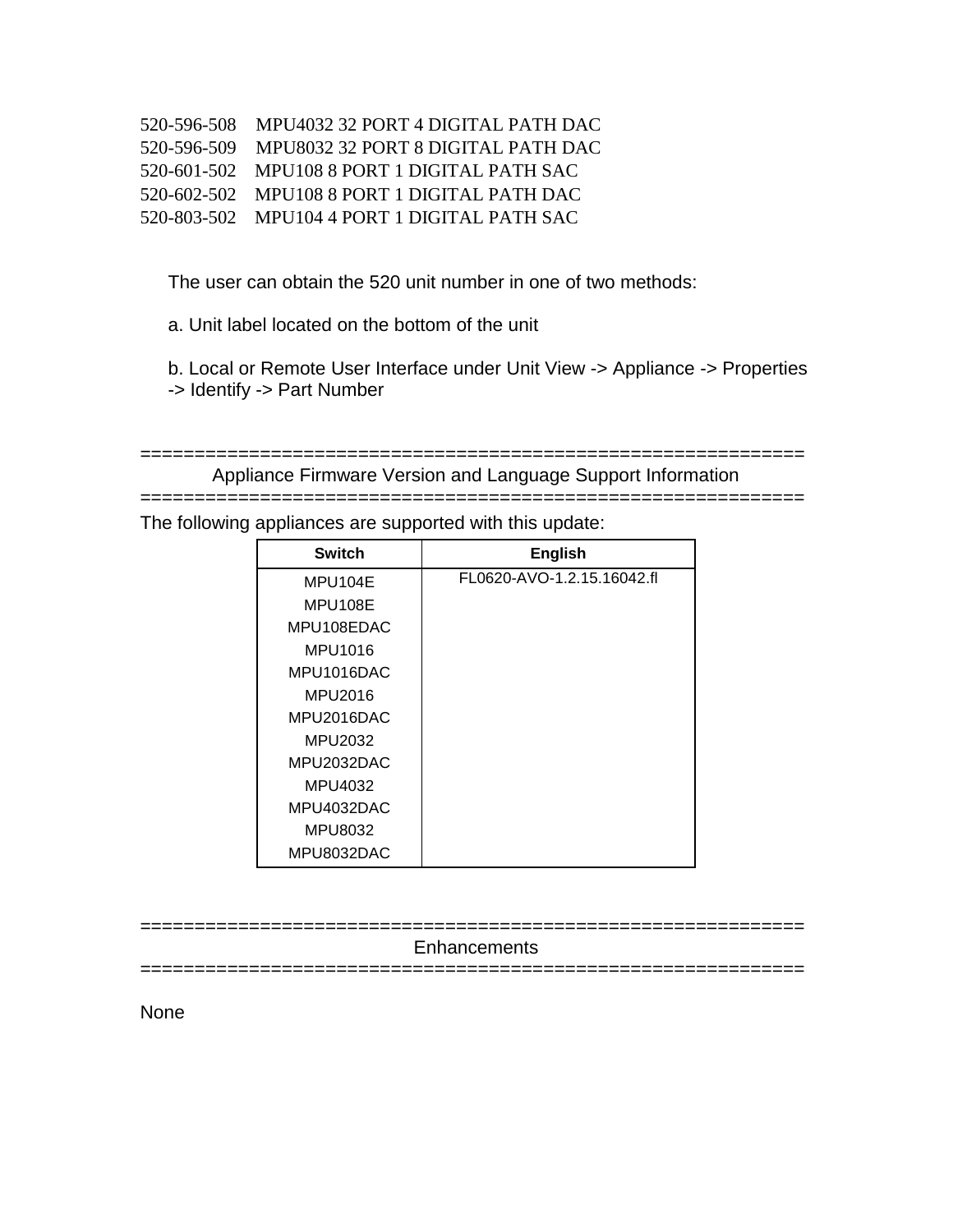520-596-508 MPU4032 32 PORT 4 DIGITAL PATH DAC
520-596-509 MPU8032 32 PORT 8 DIGITAL PATH DAC
520-601-502 MPU108 8 PORT 1 DIGITAL PATH SAC
520-602-502 MPU108 8 PORT 1 DIGITAL PATH DAC
520-803-502 MPU104 4 PORT 1 DIGITAL PATH SAC

The user can obtain the 520 unit number in one of two methods:

a. Unit label located on the bottom of the unit

b. Local or Remote User Interface under Unit View -> Appliance -> Properties -> Identify -> Part Number

=============================================================

## Appliance Firmware Version and Language Support Information

=============================================================

The following appliances are supported with this update:

| Switch | English |
|---|---|
| MPU104E<br>MPU108E<br>MPU108EDAC<br>MPU1016<br>MPU1016DAC<br>MPU2016<br>MPU2016DAC<br>MPU2032<br>MPU2032DAC<br>MPU4032<br>MPU4032DAC<br>MPU8032<br>MPU8032DAC | FL0620-AVO-1.2.15.16042.fl |

=============================================================

## Enhancements

=============================================================

None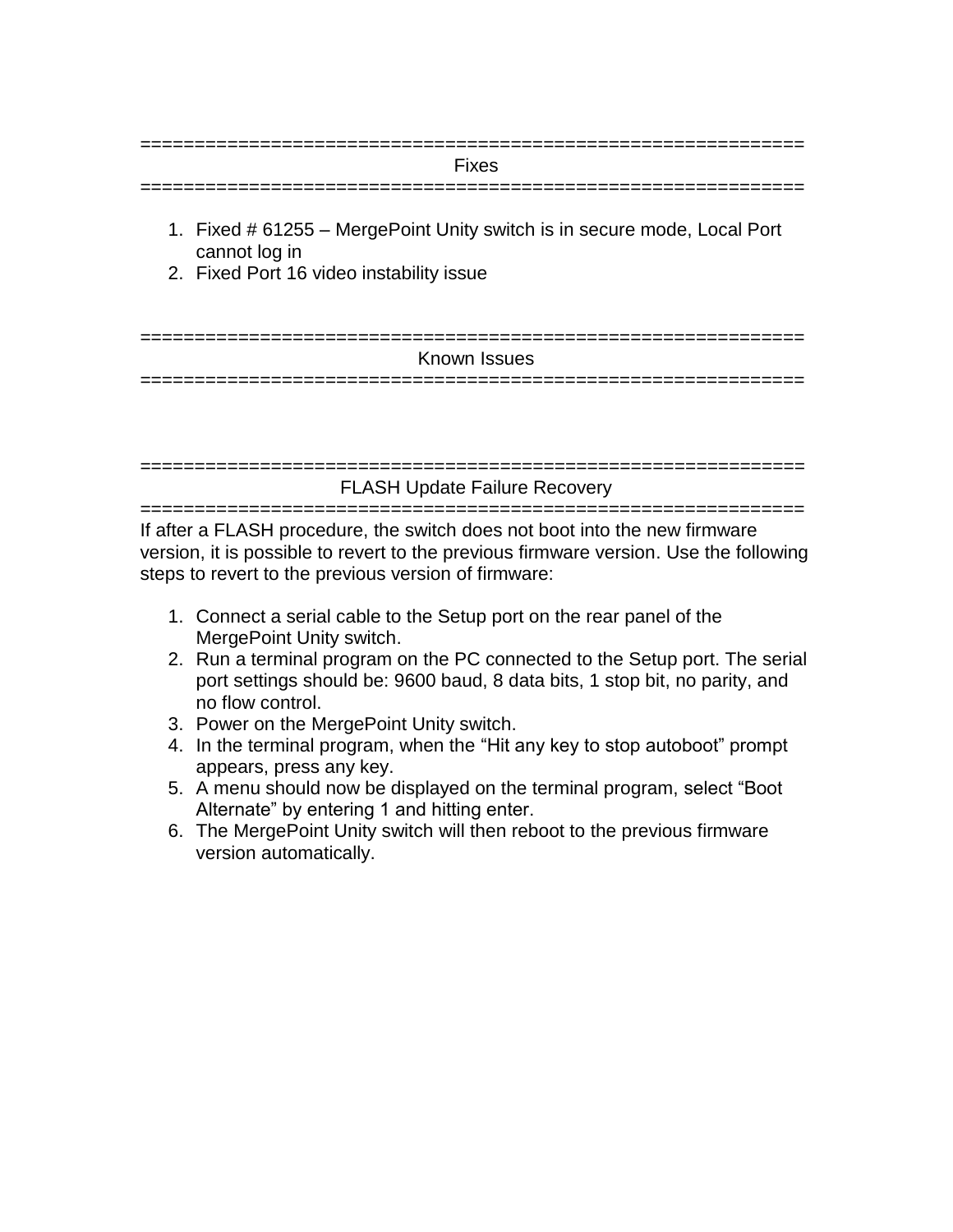==============================================================

## Fixes

==============================================================

1. Fixed # 61255 – MergePoint Unity switch is in secure mode, Local Port cannot log in
2. Fixed Port 16 video instability issue

==============================================================

## Known Issues

==============================================================

==============================================================

## FLASH Update Failure Recovery

==============================================================

If after a FLASH procedure, the switch does not boot into the new firmware version, it is possible to revert to the previous firmware version. Use the following steps to revert to the previous version of firmware:

1. Connect a serial cable to the Setup port on the rear panel of the MergePoint Unity switch.
2. Run a terminal program on the PC connected to the Setup port. The serial port settings should be: 9600 baud, 8 data bits, 1 stop bit, no parity, and no flow control.
3. Power on the MergePoint Unity switch.
4. In the terminal program, when the “Hit any key to stop autoboot” prompt appears, press any key.
5. A menu should now be displayed on the terminal program, select “Boot Alternate” by entering 1 and hitting enter.
6. The MergePoint Unity switch will then reboot to the previous firmware version automatically.